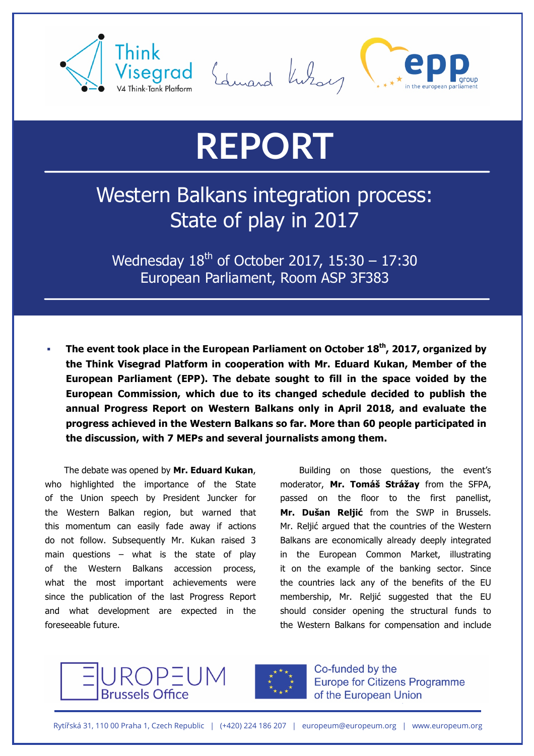# REPORT

## Western Balkans integration process: State of play in 2017

Wednesday 18th of October 2017, 15:30 – 17:30
European Parliament, Room ASP 3F383

- **The event took place in the European Parliament on October 18th, 2017, organized by the Think Visegrad Platform in cooperation with Mr. Eduard Kukan, Member of the European Parliament (EPP). The debate sought to fill in the space voided by the European Commission, which due to its changed schedule decided to publish the annual Progress Report on Western Balkans only in April 2018, and evaluate the progress achieved in the Western Balkans so far. More than 60 people participated in the discussion, with 7 MEPs and several journalists among them.**

The debate was opened by **Mr. Eduard Kukan**, who highlighted the importance of the State of the Union speech by President Juncker for the Western Balkan region, but warned that this momentum can easily fade away if actions do not follow. Subsequently Mr. Kukan raised 3 main questions – what is the state of play of the Western Balkans accession process, what the most important achievements were since the publication of the last Progress Report and what development are expected in the foreseeable future.

Building on those questions, the event's moderator, **Mr. Tomáš Strážay** from the SFPA, passed on the floor to the first panellist, **Mr. Dušan Reljić** from the SWP in Brussels. Mr. Reljić argued that the countries of the Western Balkans are economically already deeply integrated in the European Common Market, illustrating it on the example of the banking sector. Since the countries lack any of the benefits of the EU membership, Mr. Reljić suggested that the EU should consider opening the structural funds to the Western Balkans for compensation and include

EUROPEUM Brussels Office

Co-funded by the Europe for Citizens Programme of the European Union

Rytířská 31, 110 00 Praha 1, Czech Republic | (+420) 224 186 207 | europeum@europeum.org | www.europeum.org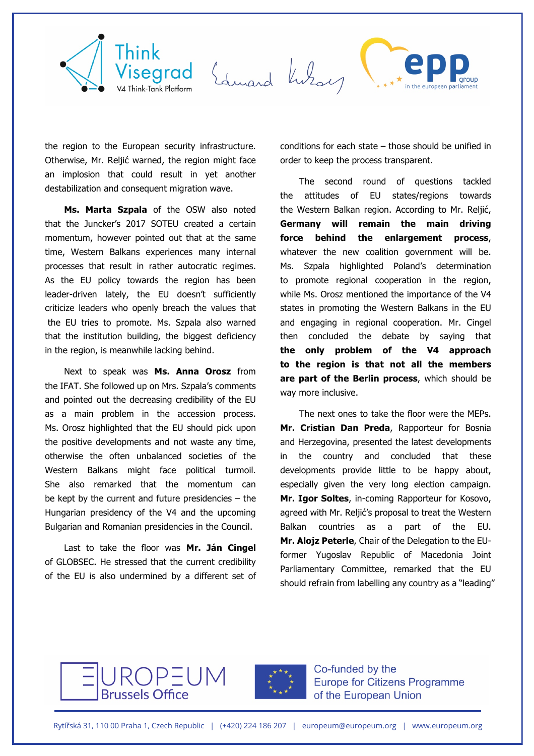the region to the European security infrastructure. Otherwise, Mr. Reljić warned, the region might face an implosion that could result in yet another destabilization and consequent migration wave.

**Ms. Marta Szpala** of the OSW also noted that the Juncker's 2017 SOTEU created a certain momentum, however pointed out that at the same time, Western Balkans experiences many internal processes that result in rather autocratic regimes. As the EU policy towards the region has been leader-driven lately, the EU doesn't sufficiently criticize leaders who openly breach the values that the EU tries to promote. Ms. Szpala also warned that the institution building, the biggest deficiency in the region, is meanwhile lacking behind.

Next to speak was **Ms. Anna Orosz** from the IFAT. She followed up on Mrs. Szpala's comments and pointed out the decreasing credibility of the EU as a main problem in the accession process. Ms. Orosz highlighted that the EU should pick upon the positive developments and not waste any time, otherwise the often unbalanced societies of the Western Balkans might face political turmoil. She also remarked that the momentum can be kept by the current and future presidencies – the Hungarian presidency of the V4 and the upcoming Bulgarian and Romanian presidencies in the Council.

Last to take the floor was **Mr. Ján Cingel** of GLOBSEC. He stressed that the current credibility of the EU is also undermined by a different set of conditions for each state – those should be unified in order to keep the process transparent.

The second round of questions tackled the attitudes of EU states/regions towards the Western Balkan region. According to Mr. Reljić, **Germany will remain the main driving force behind the enlargement process**, whatever the new coalition government will be. Ms. Szpala highlighted Poland's determination to promote regional cooperation in the region, while Ms. Orosz mentioned the importance of the V4 states in promoting the Western Balkans in the EU and engaging in regional cooperation. Mr. Cingel then concluded the debate by saying that **the only problem of the V4 approach to the region is that not all the members are part of the Berlin process**, which should be way more inclusive.

The next ones to take the floor were the MEPs. **Mr. Cristian Dan Preda**, Rapporteur for Bosnia and Herzegovina, presented the latest developments in the country and concluded that these developments provide little to be happy about, especially given the very long election campaign. **Mr. Igor Soltes**, in-coming Rapporteur for Kosovo, agreed with Mr. Reljić's proposal to treat the Western Balkan countries as a part of the EU. **Mr. Alojz Peterle**, Chair of the Delegation to the EU-former Yugoslav Republic of Macedonia Joint Parliamentary Committee, remarked that the EU should refrain from labelling any country as a "leading"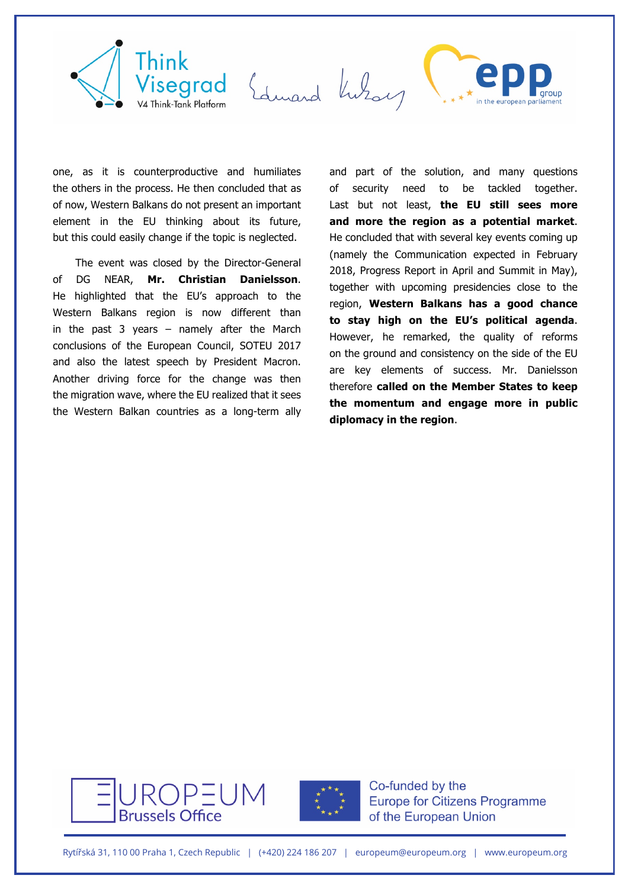one, as it is counterproductive and humiliates the others in the process. He then concluded that as of now, Western Balkans do not present an important element in the EU thinking about its future, but this could easily change if the topic is neglected.

The event was closed by the Director-General of DG NEAR, **Mr. Christian Danielsson**. He highlighted that the EU's approach to the Western Balkans region is now different than in the past 3 years – namely after the March conclusions of the European Council, SOTEU 2017 and also the latest speech by President Macron. Another driving force for the change was then the migration wave, where the EU realized that it sees the Western Balkan countries as a long-term ally and part of the solution, and many questions of security need to be tackled together. Last but not least, **the EU still sees more and more the region as a potential market**. He concluded that with several key events coming up (namely the Communication expected in February 2018, Progress Report in April and Summit in May), together with upcoming presidencies close to the region, **Western Balkans has a good chance to stay high on the EU's political agenda**. However, he remarked, the quality of reforms on the ground and consistency on the side of the EU are key elements of success. Mr. Danielsson therefore **called on the Member States to keep the momentum and engage more in public diplomacy in the region**.